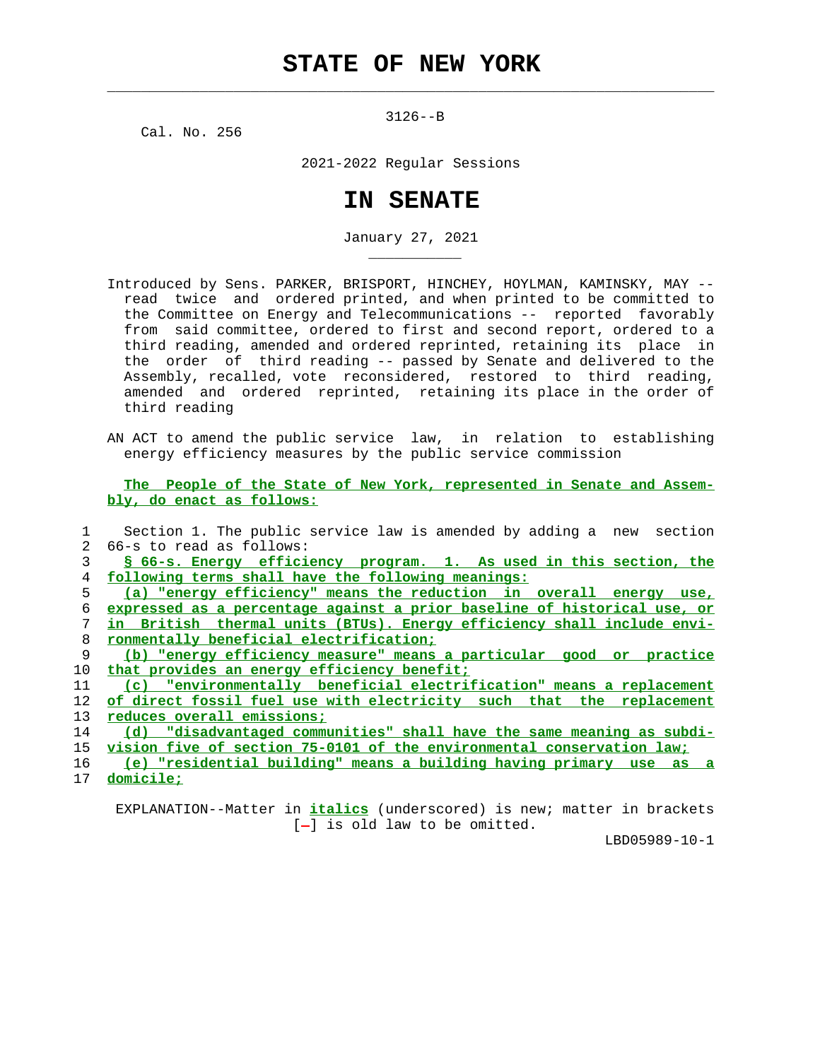# STATE OF NEW YORK

3126--B

Cal. No. 256

2021-2022 Regular Sessions

# IN SENATE

January 27, 2021

Introduced by Sens. PARKER, BRISPORT, HINCHEY, HOYLMAN, KAMINSKY, MAY -- read twice and ordered printed, and when printed to be committed to the Committee on Energy and Telecommunications -- reported favorably from said committee, ordered to first and second report, ordered to a third reading, amended and ordered reprinted, retaining its place in the order of third reading -- passed by Senate and delivered to the Assembly, recalled, vote reconsidered, restored to third reading, amended and ordered reprinted, retaining its place in the order of third reading

AN ACT to amend the public service law, in relation to establishing energy efficiency measures by the public service commission

**The People of the State of New York, represented in Senate and Assembly, do enact as follows:**

Section 1. The public service law is amended by adding a new section 66-s to read as follows:

*§ 66-s. Energy efficiency program. 1. As used in this section, the following terms shall have the following meanings:*

*(a) "energy efficiency" means the reduction in overall energy use, expressed as a percentage against a prior baseline of historical use, or in British thermal units (BTUs). Energy efficiency shall include environmentally beneficial electrification;*

*(b) "energy efficiency measure" means a particular good or practice that provides an energy efficiency benefit;*

*(c) "environmentally beneficial electrification" means a replacement of direct fossil fuel use with electricity such that the replacement reduces overall emissions;*

*(d) "disadvantaged communities" shall have the same meaning as subdivision five of section 75-0101 of the environmental conservation law;*

*(e) "residential building" means a building having primary use as a domicile;*

EXPLANATION--Matter in *italics* (underscored) is new; matter in brackets [-] is old law to be omitted.

LBD05989-10-1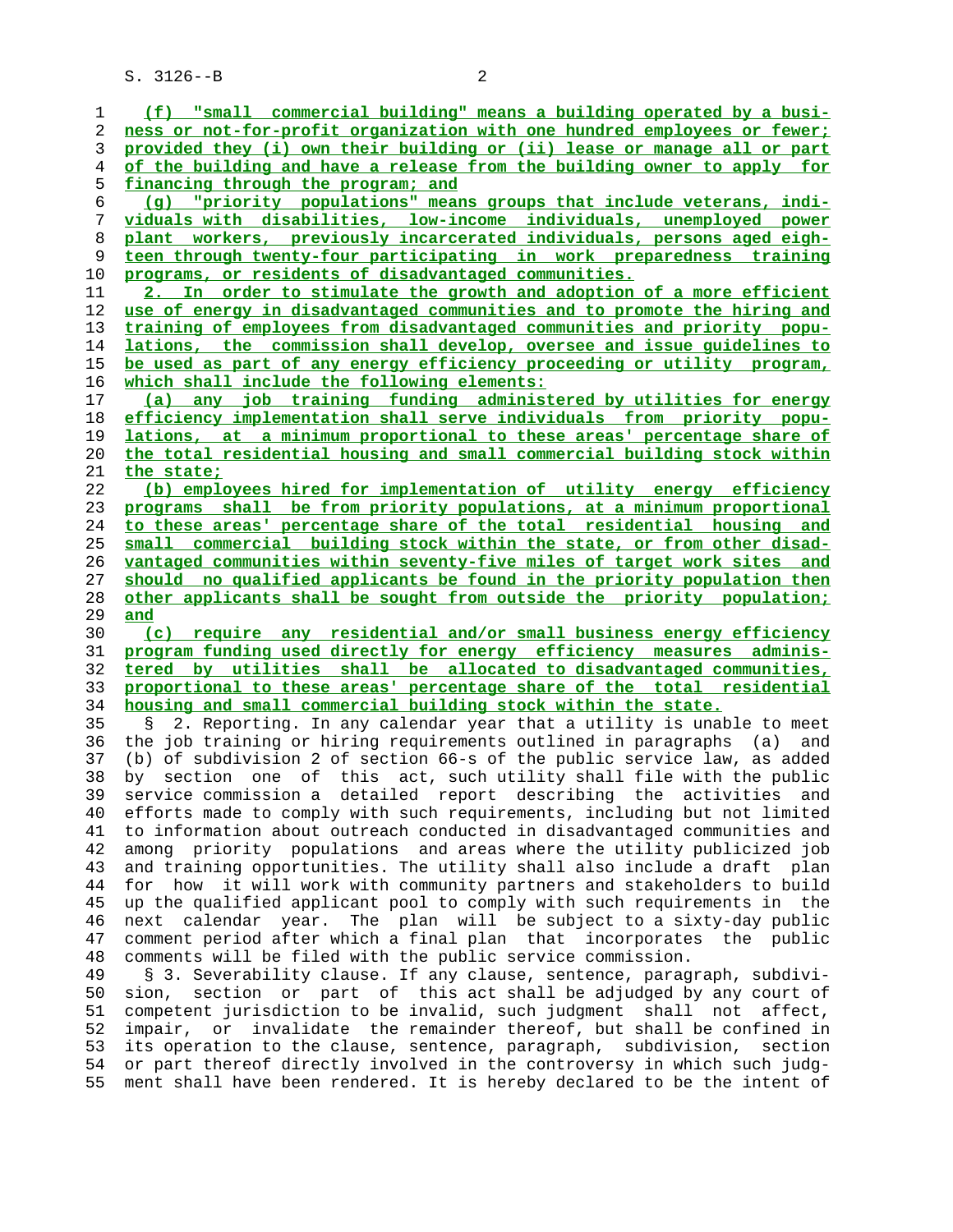(f) "small commercial building" means a building operated by a business or not-for-profit organization with one hundred employees or fewer; provided they (i) own their building or (ii) lease or manage all or part of the building and have a release from the building owner to apply for financing through the program; and

(g) "priority populations" means groups that include veterans, individuals with disabilities, low-income individuals, unemployed power plant workers, previously incarcerated individuals, persons aged eighteen through twenty-four participating in work preparedness training programs, or residents of disadvantaged communities.

2. In order to stimulate the growth and adoption of a more efficient use of energy in disadvantaged communities and to promote the hiring and training of employees from disadvantaged communities and priority populations, the commission shall develop, oversee and issue guidelines to be used as part of any energy efficiency proceeding or utility program, which shall include the following elements:

(a) any job training funding administered by utilities for energy efficiency implementation shall serve individuals from priority populations, at a minimum proportional to these areas' percentage share of the total residential housing and small commercial building stock within the state;

(b) employees hired for implementation of utility energy efficiency programs shall be from priority populations, at a minimum proportional to these areas' percentage share of the total residential housing and small commercial building stock within the state, or from other disadvantaged communities within seventy-five miles of target work sites and should no qualified applicants be found in the priority population then other applicants shall be sought from outside the priority population; and

(c) require any residential and/or small business energy efficiency program funding used directly for energy efficiency measures administered by utilities shall be allocated to disadvantaged communities, proportional to these areas' percentage share of the total residential housing and small commercial building stock within the state.

§ 2. Reporting. In any calendar year that a utility is unable to meet the job training or hiring requirements outlined in paragraphs (a) and (b) of subdivision 2 of section 66-s of the public service law, as added by section one of this act, such utility shall file with the public service commission a detailed report describing the activities and efforts made to comply with such requirements, including but not limited to information about outreach conducted in disadvantaged communities and among priority populations and areas where the utility publicized job and training opportunities. The utility shall also include a draft plan for how it will work with community partners and stakeholders to build up the qualified applicant pool to comply with such requirements in the next calendar year. The plan will be subject to a sixty-day public comment period after which a final plan that incorporates the public comments will be filed with the public service commission.

§ 3. Severability clause. If any clause, sentence, paragraph, subdivision, section or part of this act shall be adjudged by any court of competent jurisdiction to be invalid, such judgment shall not affect, impair, or invalidate the remainder thereof, but shall be confined in its operation to the clause, sentence, paragraph, subdivision, section or part thereof directly involved in the controversy in which such judgment shall have been rendered. It is hereby declared to be the intent of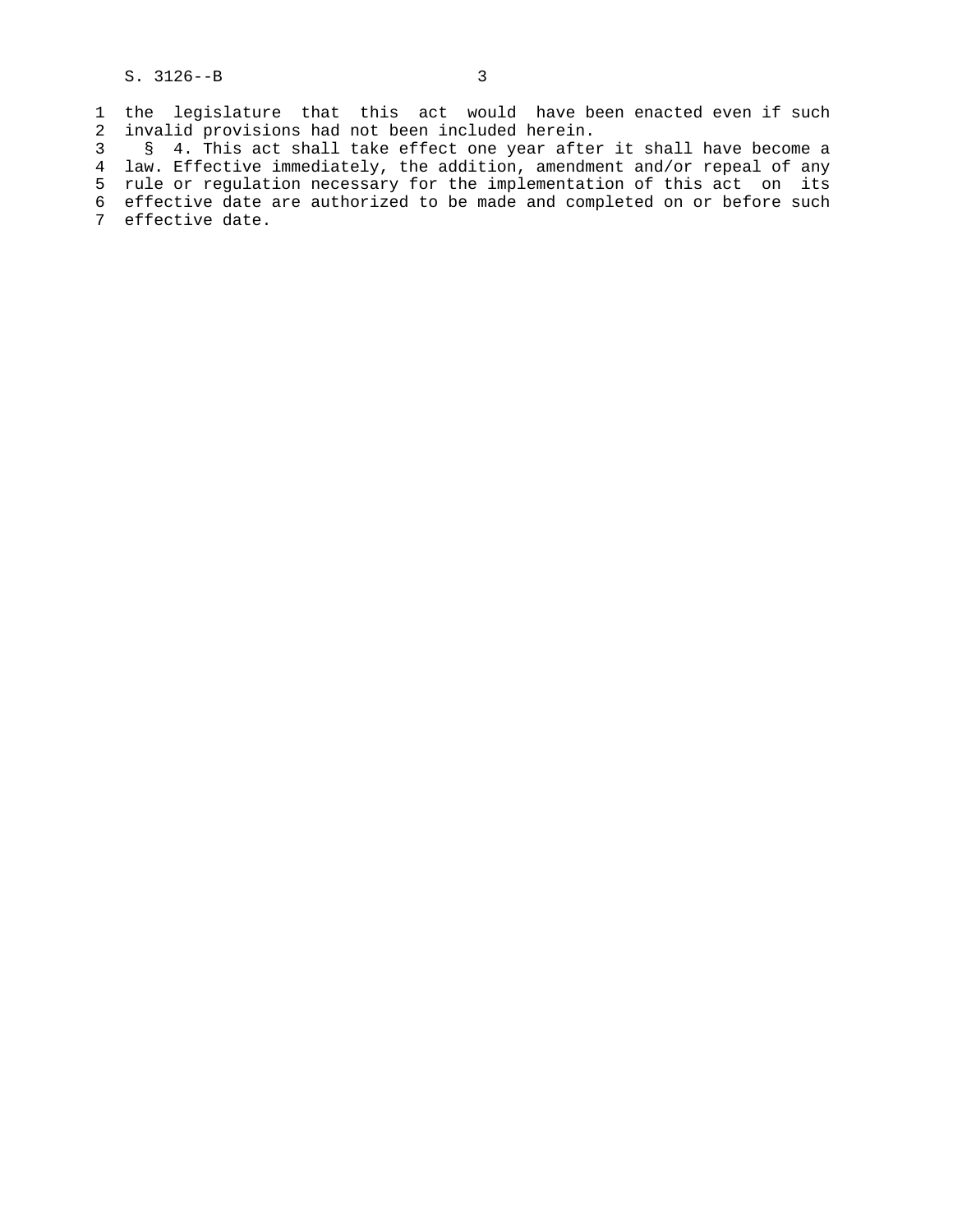the legislature that this act would have been enacted even if such invalid provisions had not been included herein.

§ 4. This act shall take effect one year after it shall have become a law. Effective immediately, the addition, amendment and/or repeal of any rule or regulation necessary for the implementation of this act on its effective date are authorized to be made and completed on or before such effective date.